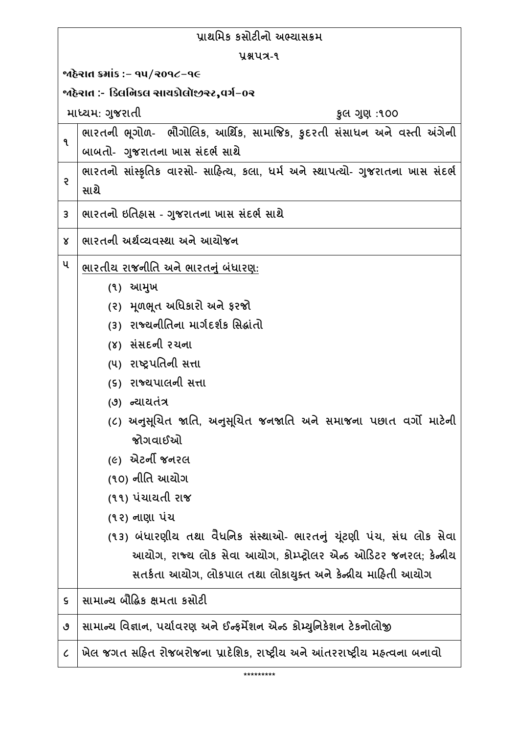# પ્રાથમિક કસોટીનો અભ્યાસક્રમ

## પ્રશ્નપત્ર-૧

**જાહેરાત ક્રમાંક :– ૧૫/૨૦૧૮–૧૯**

**જાહેરાત :- ક્લિનિકલ સાયકોલૉજીસ્ટ, વર્ગ–૦૨**

માધ્યમ: ગુજરાતી | કુલ ગુણ :૧૦૦

| | |
|---|---|
| ૧ | ભારતની ભૂગોળ- ભૌગોલિક, આર્થિક, સામાજિક, કુદરતી સંસાધન અને વસ્તી અંગેની બાબતો- ગુજરાતના ખાસ સંદર્ભ સાથે |
| ૨ | ભારતનો સાંસ્કૃતિક વારસો- સાહિત્ય, કલા, ધર્મ અને સ્થાપત્યો- ગુજરાતના ખાસ સંદર્ભ સાથે |
| ૩ | ભારતનો ઇતિહાસ - ગુજરાતના ખાસ સંદર્ભ સાથે |
| ૪ | ભારતની અર્થવ્યવસ્થા અને આયોજન |
| ૫ | <u>ભારતીય રાજનીતિ અને ભારતનું બંધારણ:</u><br>(૧) આમુખ<br>(૨) મૂળભૂત અધિકારો અને ફરજો<br>(૩) રાજ્યનીતિના માર્ગદર્શક સિદ્ધાંતો<br>(૪) સંસદની રચના<br>(૫) રાષ્ટ્રપતિની સત્તા<br>(૬) રાજ્યપાલની સત્તા<br>(૭) ન્યાયતંત્ર<br>(૮) અનુસૂચિત જાતિ, અનુસૂચિત જનજાતિ અને સમાજના પછાત વર્ગો માટેની જોગવાઈઓ<br>(૯) એટર્ની જનરલ<br>(૧૦) નીતિ આયોગ<br>(૧૧) પંચાયતી રાજ<br>(૧૨) નાણા પંચ<br>(૧૩) બંધારણીય તથા વૈધનિક સંસ્થાઓ- ભારતનું ચૂંટણી પંચ, સંઘ લોક સેવા આયોગ, રાજ્ય લોક સેવા આયોગ, કોમ્પ્ટ્રોલર એન્ડ ઓડિટર જનરલ; કેન્દ્રીય સતર્કતા આયોગ, લોકપાલ તથા લોકાયુક્ત અને કેન્દ્રીય માહિતી આયોગ |
| ૬ | સામાન્ય બૌદ્ધિક ક્ષમતા કસોટી |
| ૭ | સામાન્ય વિજ્ઞાન, પર્યાવરણ અને ઈન્ફર્મેશન એન્ડ કોમ્યુનિકેશન ટેકનોલોજી |
| ૮ | ખેલ જગત સહિત રોજબરોજના પ્રાદેશિક, રાષ્ટ્રીય અને આંતરરાષ્ટ્રીય મહત્વના બનાવો |

\*\*\*\*\*\*\*\*\*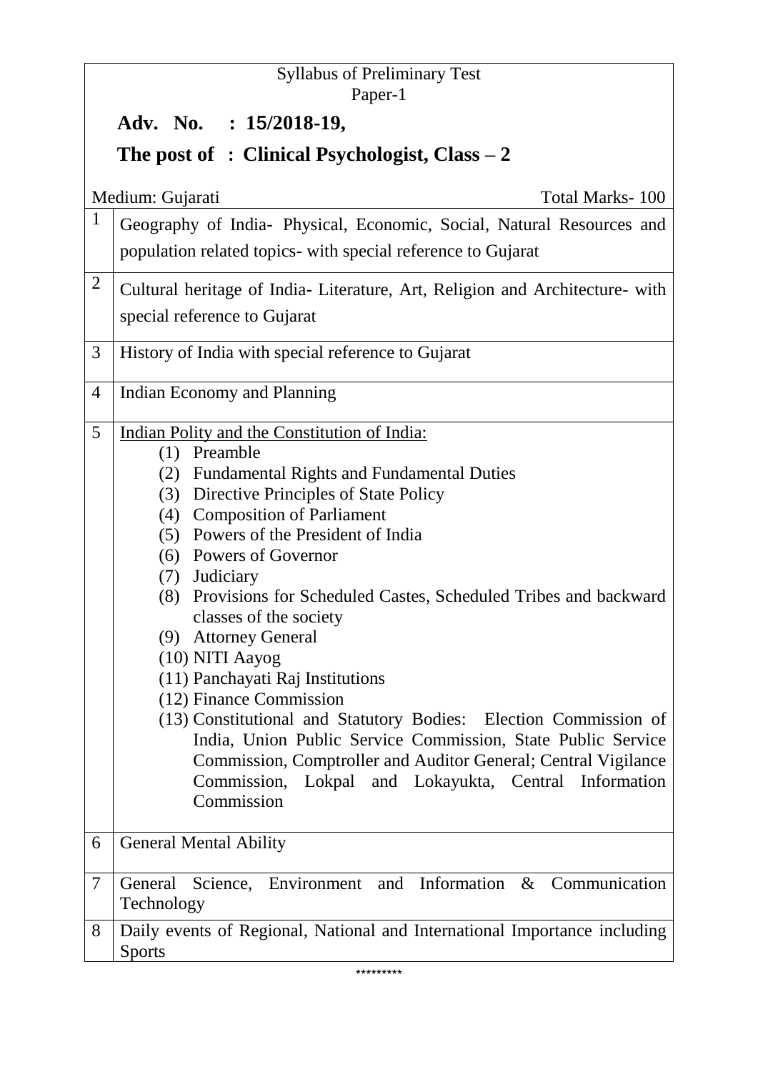Syllabus of Preliminary Test
Paper-1

**Adv. No. : 15/2018-19,**

**The post of : Clinical Psychologist, Class – 2**

Medium: Gujarati Total Marks- 100

| | |
|---|---|
| 1 | Geography of India- Physical, Economic, Social, Natural Resources and population related topics- with special reference to Gujarat |
| 2 | Cultural heritage of India- Literature, Art, Religion and Architecture- with special reference to Gujarat |
| 3 | History of India with special reference to Gujarat |
| 4 | Indian Economy and Planning |
| 5 | Indian Polity and the Constitution of India:<br>(1) Preamble<br>(2) Fundamental Rights and Fundamental Duties<br>(3) Directive Principles of State Policy<br>(4) Composition of Parliament<br>(5) Powers of the President of India<br>(6) Powers of Governor<br>(7) Judiciary<br>(8) Provisions for Scheduled Castes, Scheduled Tribes and backward classes of the society<br>(9) Attorney General<br>(10) NITI Aayog<br>(11) Panchayati Raj Institutions<br>(12) Finance Commission<br>(13) Constitutional and Statutory Bodies: Election Commission of India, Union Public Service Commission, State Public Service Commission, Comptroller and Auditor General; Central Vigilance Commission, Lokpal and Lokayukta, Central Information Commission |
| 6 | General Mental Ability |
| 7 | General Science, Environment and Information & Communication Technology |
| 8 | Daily events of Regional, National and International Importance including Sports |

*********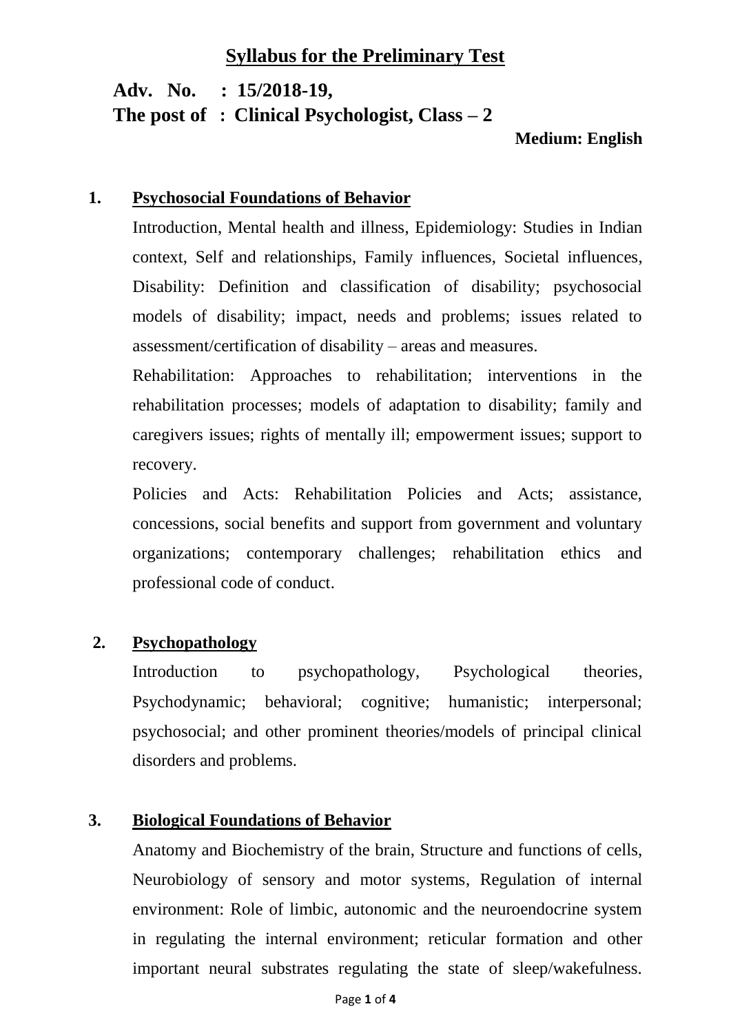# Syllabus for the Preliminary Test

**Adv. No. : 15/2018-19,**
**The post of : Clinical Psychologist, Class – 2**

**Medium: English**

**1. Psychosocial Foundations of Behavior**

Introduction, Mental health and illness, Epidemiology: Studies in Indian context, Self and relationships, Family influences, Societal influences, Disability: Definition and classification of disability; psychosocial models of disability; impact, needs and problems; issues related to assessment/certification of disability – areas and measures.

Rehabilitation: Approaches to rehabilitation; interventions in the rehabilitation processes; models of adaptation to disability; family and caregivers issues; rights of mentally ill; empowerment issues; support to recovery.

Policies and Acts: Rehabilitation Policies and Acts; assistance, concessions, social benefits and support from government and voluntary organizations; contemporary challenges; rehabilitation ethics and professional code of conduct.

**2. Psychopathology**

Introduction to psychopathology, Psychological theories, Psychodynamic; behavioral; cognitive; humanistic; interpersonal; psychosocial; and other prominent theories/models of principal clinical disorders and problems.

**3. Biological Foundations of Behavior**

Anatomy and Biochemistry of the brain, Structure and functions of cells, Neurobiology of sensory and motor systems, Regulation of internal environment: Role of limbic, autonomic and the neuroendocrine system in regulating the internal environment; reticular formation and other important neural substrates regulating the state of sleep/wakefulness.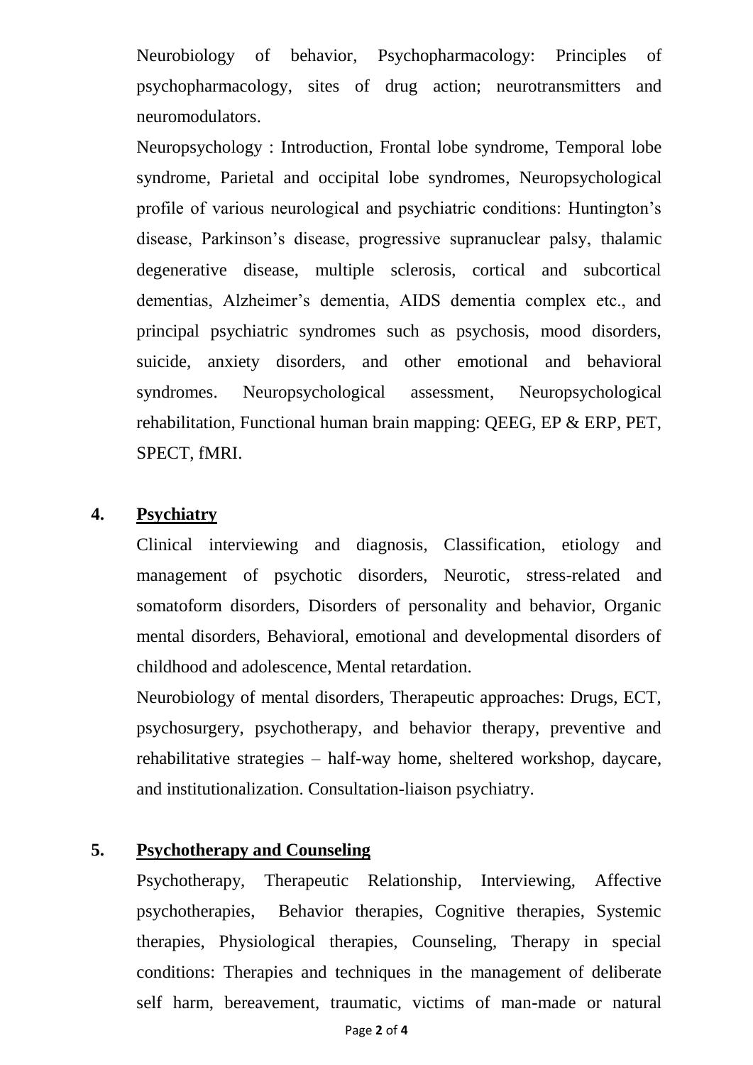Neurobiology of behavior, Psychopharmacology: Principles of psychopharmacology, sites of drug action; neurotransmitters and neuromodulators.

Neuropsychology : Introduction, Frontal lobe syndrome, Temporal lobe syndrome, Parietal and occipital lobe syndromes, Neuropsychological profile of various neurological and psychiatric conditions: Huntington's disease, Parkinson's disease, progressive supranuclear palsy, thalamic degenerative disease, multiple sclerosis, cortical and subcortical dementias, Alzheimer's dementia, AIDS dementia complex etc., and principal psychiatric syndromes such as psychosis, mood disorders, suicide, anxiety disorders, and other emotional and behavioral syndromes. Neuropsychological assessment, Neuropsychological rehabilitation, Functional human brain mapping: QEEG, EP & ERP, PET, SPECT, fMRI.

## 4. Psychiatry

Clinical interviewing and diagnosis, Classification, etiology and management of psychotic disorders, Neurotic, stress-related and somatoform disorders, Disorders of personality and behavior, Organic mental disorders, Behavioral, emotional and developmental disorders of childhood and adolescence, Mental retardation.

Neurobiology of mental disorders, Therapeutic approaches: Drugs, ECT, psychosurgery, psychotherapy, and behavior therapy, preventive and rehabilitative strategies – half-way home, sheltered workshop, daycare, and institutionalization. Consultation-liaison psychiatry.

## 5. Psychotherapy and Counseling

Psychotherapy, Therapeutic Relationship, Interviewing, Affective psychotherapies, Behavior therapies, Cognitive therapies, Systemic therapies, Physiological therapies, Counseling, Therapy in special conditions: Therapies and techniques in the management of deliberate self harm, bereavement, traumatic, victims of man-made or natural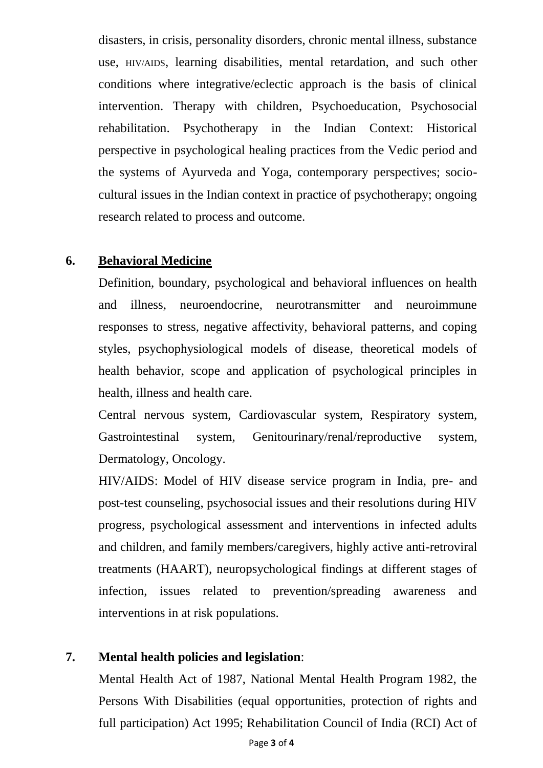disasters, in crisis, personality disorders, chronic mental illness, substance use, HIV/AIDS, learning disabilities, mental retardation, and such other conditions where integrative/eclectic approach is the basis of clinical intervention. Therapy with children, Psychoeducation, Psychosocial rehabilitation. Psychotherapy in the Indian Context: Historical perspective in psychological healing practices from the Vedic period and the systems of Ayurveda and Yoga, contemporary perspectives; socio-cultural issues in the Indian context in practice of psychotherapy; ongoing research related to process and outcome.

**6. <u>Behavioral Medicine</u>**

Definition, boundary, psychological and behavioral influences on health and illness, neuroendocrine, neurotransmitter and neuroimmune responses to stress, negative affectivity, behavioral patterns, and coping styles, psychophysiological models of disease, theoretical models of health behavior, scope and application of psychological principles in health, illness and health care.

Central nervous system, Cardiovascular system, Respiratory system, Gastrointestinal system, Genitourinary/renal/reproductive system, Dermatology, Oncology.

HIV/AIDS: Model of HIV disease service program in India, pre- and post-test counseling, psychosocial issues and their resolutions during HIV progress, psychological assessment and interventions in infected adults and children, and family members/caregivers, highly active anti-retroviral treatments (HAART), neuropsychological findings at different stages of infection, issues related to prevention/spreading awareness and interventions in at risk populations.

**7. Mental health policies and legislation**:

Mental Health Act of 1987, National Mental Health Program 1982, the Persons With Disabilities (equal opportunities, protection of rights and full participation) Act 1995; Rehabilitation Council of India (RCI) Act of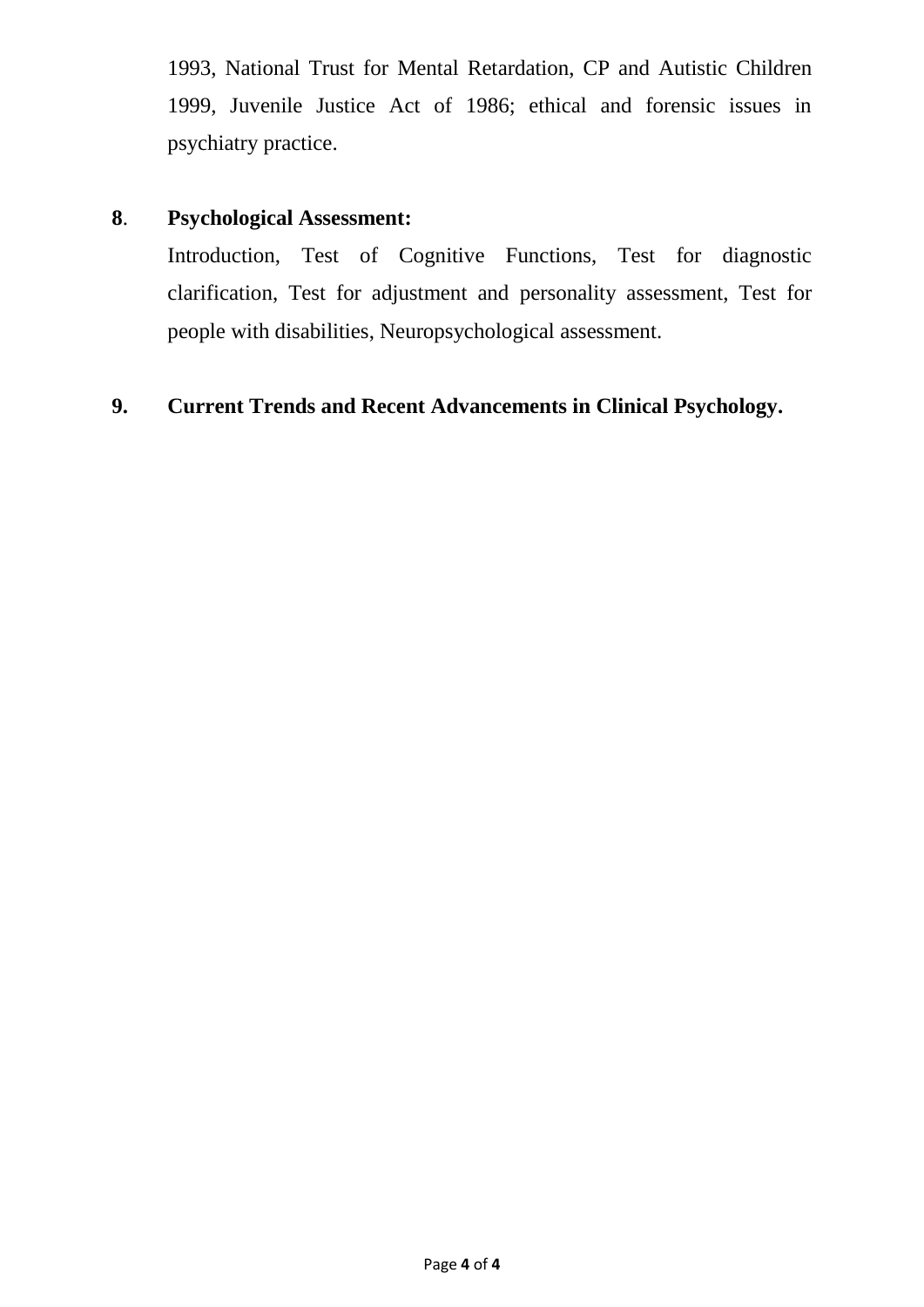1993, National Trust for Mental Retardation, CP and Autistic Children 1999, Juvenile Justice Act of 1986; ethical and forensic issues in psychiatry practice.

**8**. **Psychological Assessment:**

Introduction, Test of Cognitive Functions, Test for diagnostic clarification, Test for adjustment and personality assessment, Test for people with disabilities, Neuropsychological assessment.

**9. Current Trends and Recent Advancements in Clinical Psychology.**